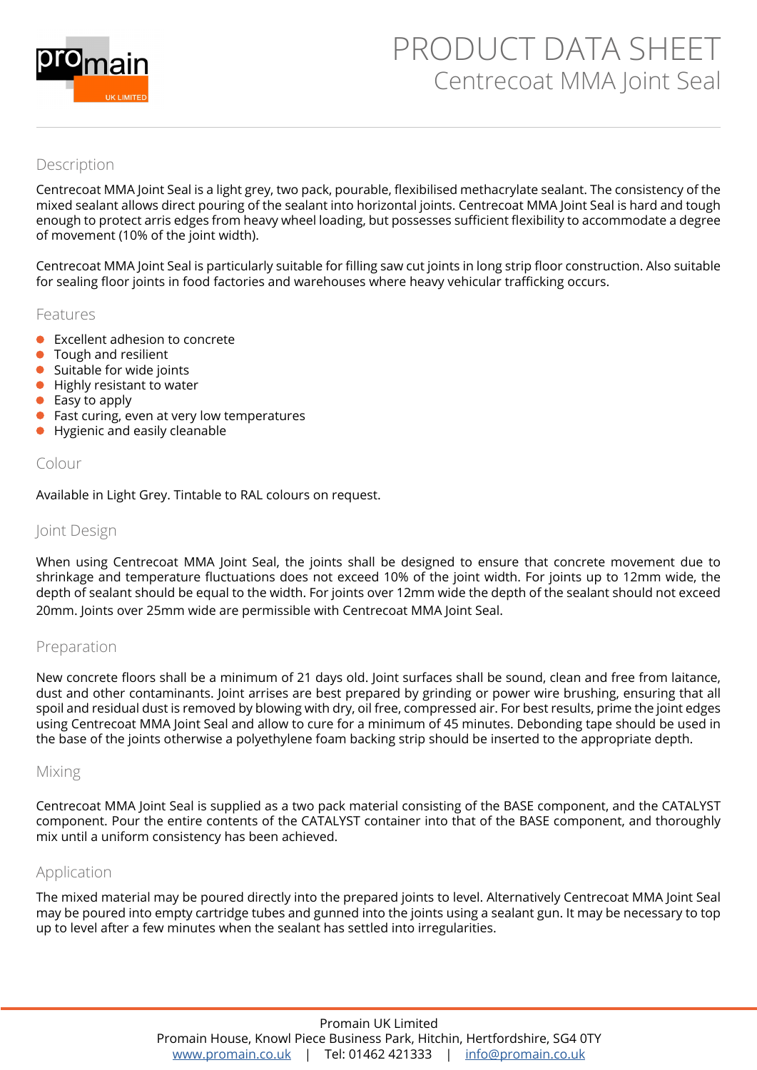# PRODUCT DATA SHEET

## Centrecoat MMA Joint Seal

### Description

Centrecoat MMA Joint Seal is a light grey, two pack, pourable, flexibilised methacrylate sealant. The consistency of the mixed sealant allows direct pouring of the sealant into horizontal joints. Centrecoat MMA Joint Seal is hard and tough enough to protect arris edges from heavy wheel loading, but possesses sufficient flexibility to accommodate a degree of movement (10% of the joint width).

Centrecoat MMA Joint Seal is particularly suitable for filling saw cut joints in long strip floor construction. Also suitable for sealing floor joints in food factories and warehouses where heavy vehicular trafficking occurs.

### Features

- Excellent adhesion to concrete
- Tough and resilient
- Suitable for wide joints
- Highly resistant to water
- Easy to apply
- Fast curing, even at very low temperatures
- Hygienic and easily cleanable

### Colour

Available in Light Grey. Tintable to RAL colours on request.

### Joint Design

When using Centrecoat MMA Joint Seal, the joints shall be designed to ensure that concrete movement due to shrinkage and temperature fluctuations does not exceed 10% of the joint width. For joints up to 12mm wide, the depth of sealant should be equal to the width. For joints over 12mm wide the depth of the sealant should not exceed 20mm. Joints over 25mm wide are permissible with Centrecoat MMA Joint Seal.

### Preparation

New concrete floors shall be a minimum of 21 days old. Joint surfaces shall be sound, clean and free from laitance, dust and other contaminants. Joint arrises are best prepared by grinding or power wire brushing, ensuring that all spoil and residual dust is removed by blowing with dry, oil free, compressed air. For best results, prime the joint edges using Centrecoat MMA Joint Seal and allow to cure for a minimum of 45 minutes. Debonding tape should be used in the base of the joints otherwise a polyethylene foam backing strip should be inserted to the appropriate depth.

### Mixing

Centrecoat MMA Joint Seal is supplied as a two pack material consisting of the BASE component, and the CATALYST component. Pour the entire contents of the CATALYST container into that of the BASE component, and thoroughly mix until a uniform consistency has been achieved.

### Application

The mixed material may be poured directly into the prepared joints to level. Alternatively Centrecoat MMA Joint Seal may be poured into empty cartridge tubes and gunned into the joints using a sealant gun. It may be necessary to top up to level after a few minutes when the sealant has settled into irregularities.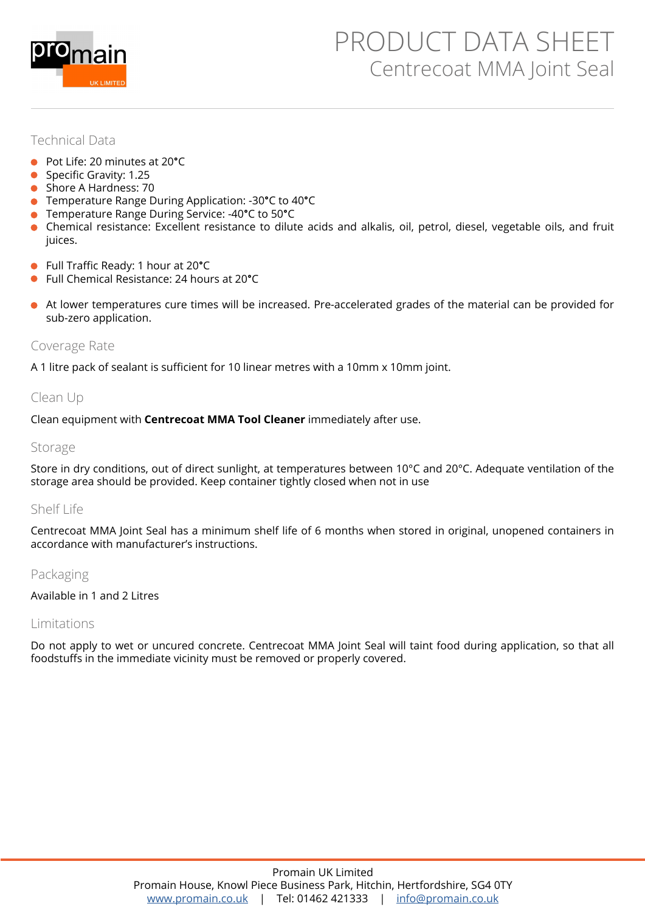## Technical Data

- Pot Life: 20 minutes at 20°C
- Specific Gravity: 1.25
- Shore A Hardness: 70
- Temperature Range During Application: -30°C to 40°C
- Temperature Range During Service: -40°C to 50°C
- Chemical resistance: Excellent resistance to dilute acids and alkalis, oil, petrol, diesel, vegetable oils, and fruit juices.

- Full Traffic Ready: 1 hour at 20°C
- Full Chemical Resistance: 24 hours at 20°C

- At lower temperatures cure times will be increased. Pre-accelerated grades of the material can be provided for sub-zero application.

## Coverage Rate

A 1 litre pack of sealant is sufficient for 10 linear metres with a 10mm x 10mm joint.

## Clean Up

Clean equipment with **Centrecoat MMA Tool Cleaner** immediately after use.

## Storage

Store in dry conditions, out of direct sunlight, at temperatures between 10°C and 20°C. Adequate ventilation of the storage area should be provided. Keep container tightly closed when not in use

## Shelf Life

Centrecoat MMA Joint Seal has a minimum shelf life of 6 months when stored in original, unopened containers in accordance with manufacturer's instructions.

## Packaging

Available in 1 and 2 Litres

## Limitations

Do not apply to wet or uncured concrete. Centrecoat MMA Joint Seal will taint food during application, so that all foodstuffs in the immediate vicinity must be removed or properly covered.